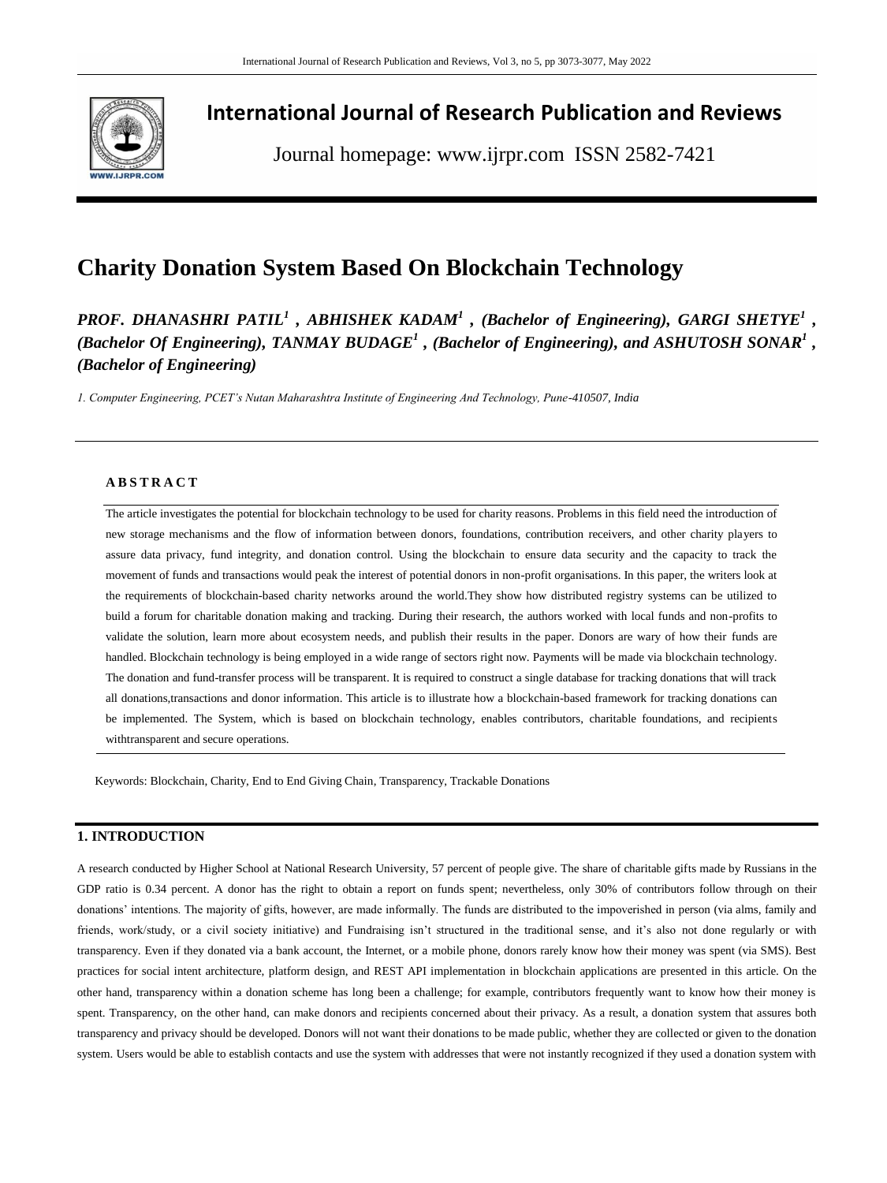# International Journal of Research Publication and Reviews

Journal homepage: www.ijrpr.com ISSN 2582-7421

# Charity Donation System Based On Blockchain Technology

***PROF. DHANASHRI PATIL[1] , ABHISHEK KADAM[1] , (Bachelor of Engineering), GARGI SHETYE[1] , (Bachelor Of Engineering), TANMAY BUDAGE[1] , (Bachelor of Engineering), and ASHUTOSH SONAR[1] , (Bachelor of Engineering)***

*1. Computer Engineering, PCET's Nutan Maharashtra Institute of Engineering And Technology, Pune-410507, India*

---

**A B S T R A C T**

The article investigates the potential for blockchain technology to be used for charity reasons. Problems in this field need the introduction of new storage mechanisms and the flow of information between donors, foundations, contribution receivers, and other charity players to assure data privacy, fund integrity, and donation control. Using the blockchain to ensure data security and the capacity to track the movement of funds and transactions would peak the interest of potential donors in non-profit organisations. In this paper, the writers look at the requirements of blockchain-based charity networks around the world.They show how distributed registry systems can be utilized to build a forum for charitable donation making and tracking. During their research, the authors worked with local funds and non-profits to validate the solution, learn more about ecosystem needs, and publish their results in the paper. Donors are wary of how their funds are handled. Blockchain technology is being employed in a wide range of sectors right now. Payments will be made via blockchain technology. The donation and fund-transfer process will be transparent. It is required to construct a single database for tracking donations that will track all donations,transactions and donor information. This article is to illustrate how a blockchain-based framework for tracking donations can be implemented. The System, which is based on blockchain technology, enables contributors, charitable foundations, and recipients withtransparent and secure operations.

Keywords: Blockchain, Charity, End to End Giving Chain, Transparency, Trackable Donations

## 1. INTRODUCTION

A research conducted by Higher School at National Research University, 57 percent of people give. The share of charitable gifts made by Russians in the GDP ratio is 0.34 percent. A donor has the right to obtain a report on funds spent; nevertheless, only 30% of contributors follow through on their donations' intentions. The majority of gifts, however, are made informally. The funds are distributed to the impoverished in person (via alms, family and friends, work/study, or a civil society initiative) and Fundraising isn't structured in the traditional sense, and it's also not done regularly or with transparency. Even if they donated via a bank account, the Internet, or a mobile phone, donors rarely know how their money was spent (via SMS). Best practices for social intent architecture, platform design, and REST API implementation in blockchain applications are presented in this article. On the other hand, transparency within a donation scheme has long been a challenge; for example, contributors frequently want to know how their money is spent. Transparency, on the other hand, can make donors and recipients concerned about their privacy. As a result, a donation system that assures both transparency and privacy should be developed. Donors will not want their donations to be made public, whether they are collected or given to the donation system. Users would be able to establish contacts and use the system with addresses that were not instantly recognized if they used a donation system with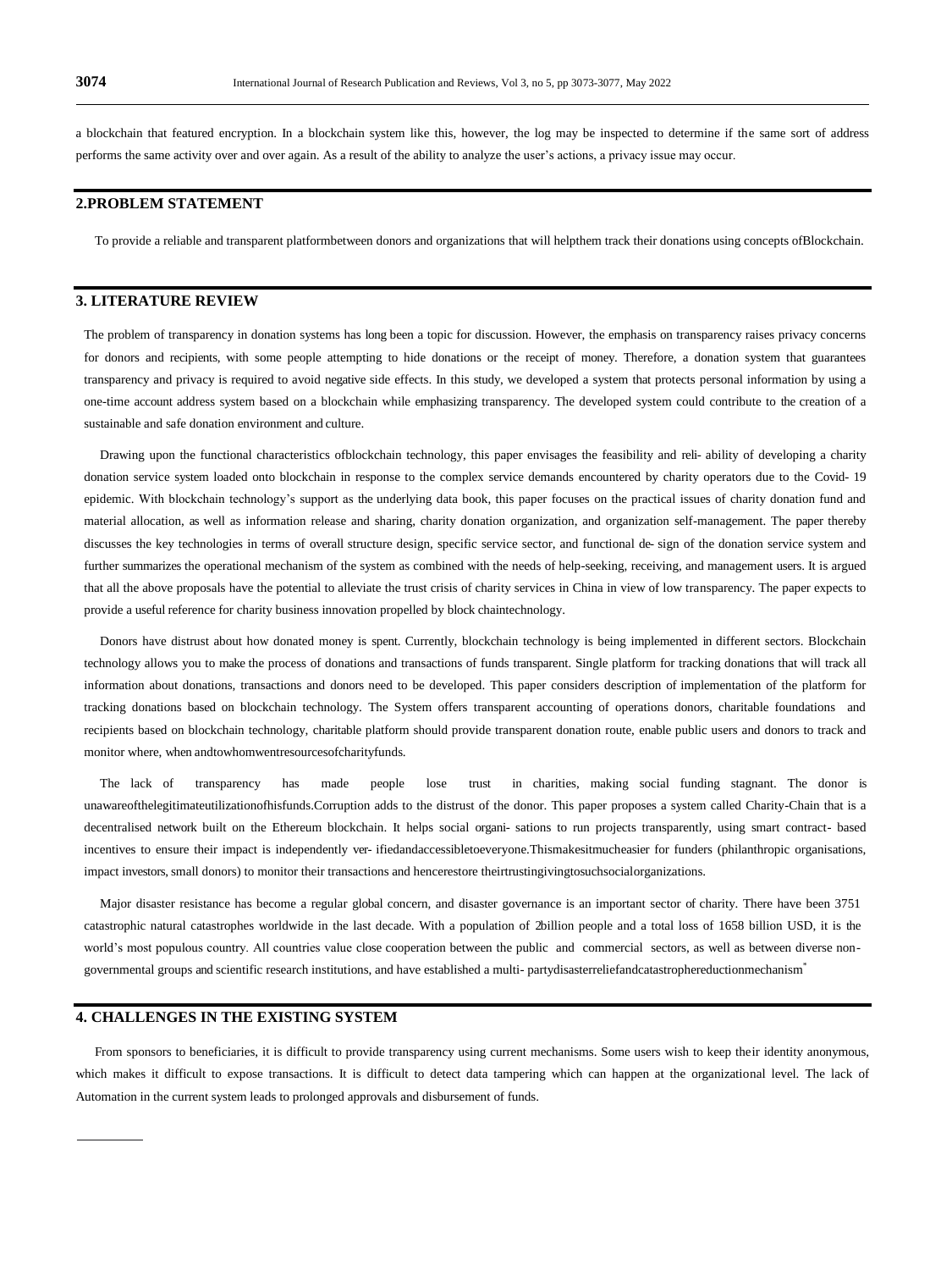a blockchain that featured encryption. In a blockchain system like this, however, the log may be inspected to determine if the same sort of address performs the same activity over and over again. As a result of the ability to analyze the user's actions, a privacy issue may occur.

## 2.PROBLEM STATEMENT

To provide a reliable and transparent platformbetween donors and organizations that will helpthem track their donations using concepts ofBlockchain.

## 3. LITERATURE REVIEW

The problem of transparency in donation systems has long been a topic for discussion. However, the emphasis on transparency raises privacy concerns for donors and recipients, with some people attempting to hide donations or the receipt of money. Therefore, a donation system that guarantees transparency and privacy is required to avoid negative side effects. In this study, we developed a system that protects personal information by using a one-time account address system based on a blockchain while emphasizing transparency. The developed system could contribute to the creation of a sustainable and safe donation environment and culture.

Drawing upon the functional characteristics ofblockchain technology, this paper envisages the feasibility and reli- ability of developing a charity donation service system loaded onto blockchain in response to the complex service demands encountered by charity operators due to the Covid- 19 epidemic. With blockchain technology's support as the underlying data book, this paper focuses on the practical issues of charity donation fund and material allocation, as well as information release and sharing, charity donation organization, and organization self-management. The paper thereby discusses the key technologies in terms of overall structure design, specific service sector, and functional de- sign of the donation service system and further summarizes the operational mechanism of the system as combined with the needs of help-seeking, receiving, and management users. It is argued that all the above proposals have the potential to alleviate the trust crisis of charity services in China in view of low transparency. The paper expects to provide a useful reference for charity business innovation propelled by block chaintechnology.

Donors have distrust about how donated money is spent. Currently, blockchain technology is being implemented in different sectors. Blockchain technology allows you to make the process of donations and transactions of funds transparent. Single platform for tracking donations that will track all information about donations, transactions and donors need to be developed. This paper considers description of implementation of the platform for tracking donations based on blockchain technology. The System offers transparent accounting of operations donors, charitable foundations and recipients based on blockchain technology, charitable platform should provide transparent donation route, enable public users and donors to track and monitor where, when andtowhomwentresourcesofcharityfunds.

The lack of transparency has made people lose trust in charities, making social funding stagnant. The donor is unawareofthelegitimateutilizationofhisfunds.Corruption adds to the distrust of the donor. This paper proposes a system called Charity-Chain that is a decentralised network built on the Ethereum blockchain. It helps social organi- sations to run projects transparently, using smart contract- based incentives to ensure their impact is independently ver- ifiedandaccessibletoeveryone.Thismakesitmucheasier for funders (philanthropic organisations, impact investors, small donors) to monitor their transactions and hencerestore theirtrustingivingtosuchsocialorganizations.

Major disaster resistance has become a regular global concern, and disaster governance is an important sector of charity. There have been 3751 catastrophic natural catastrophes worldwide in the last decade. With a population of 2billion people and a total loss of 1658 billion USD, it is the world's most populous country. All countries value close cooperation between the public and commercial sectors, as well as between diverse non-governmental groups and scientific research institutions, and have established a multi- partydisasterreliefandcatastrophereductionmechanism*

## 4. CHALLENGES IN THE EXISTING SYSTEM

From sponsors to beneficiaries, it is difficult to provide transparency using current mechanisms. Some users wish to keep their identity anonymous, which makes it difficult to expose transactions. It is difficult to detect data tampering which can happen at the organizational level. The lack of Automation in the current system leads to prolonged approvals and disbursement of funds.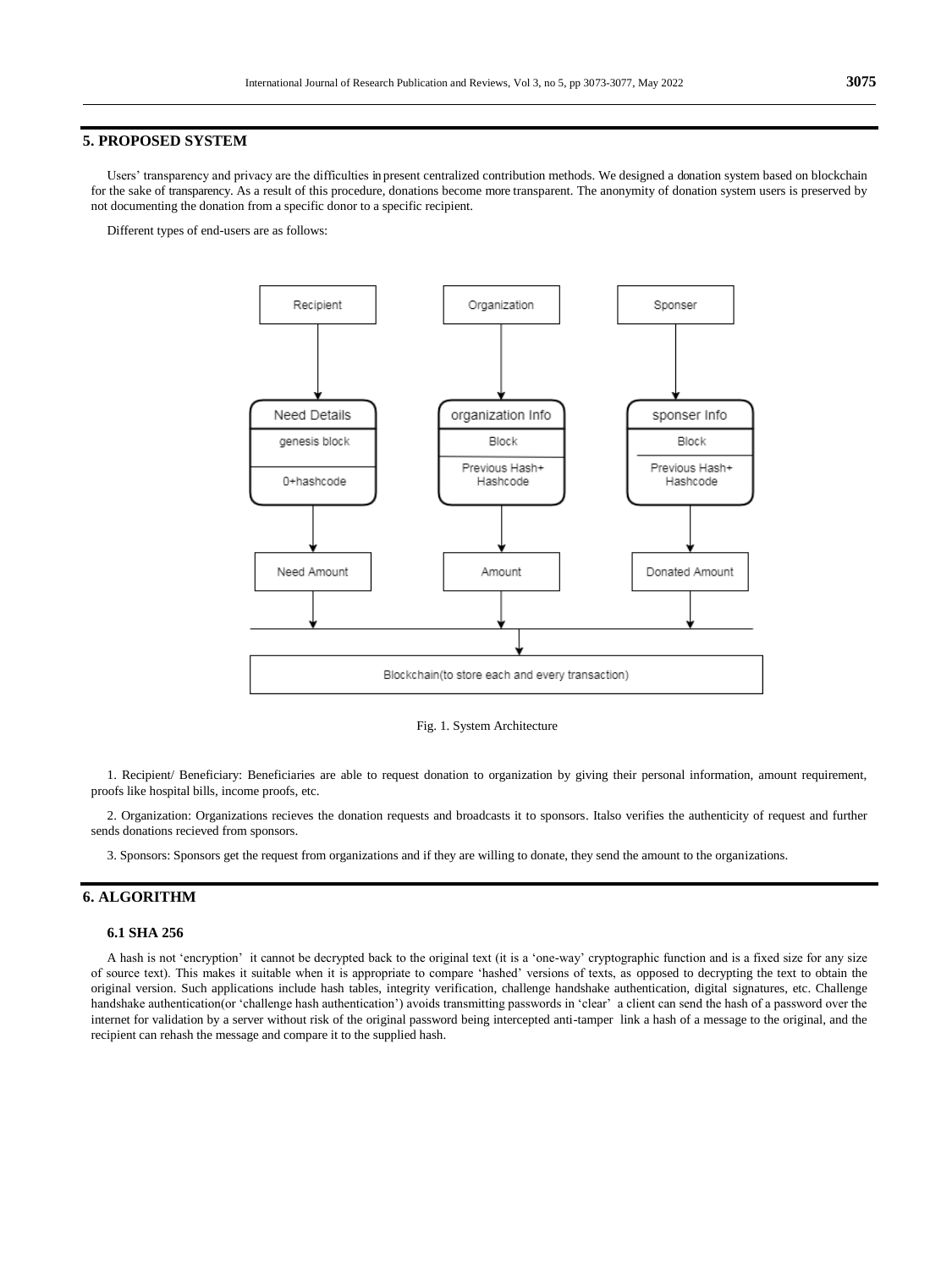## 5. PROPOSED SYSTEM

Users' transparency and privacy are the difficulties in present centralized contribution methods. We designed a donation system based on blockchain for the sake of transparency. As a result of this procedure, donations become more transparent. The anonymity of donation system users is preserved by not documenting the donation from a specific donor to a specific recipient.

Different types of end-users are as follows:

Fig. 1. System Architecture

1. Recipient/ Beneficiary: Beneficiaries are able to request donation to organization by giving their personal information, amount requirement, proofs like hospital bills, income proofs, etc.

2. Organization: Organizations recieves the donation requests and broadcasts it to sponsors. Italso verifies the authenticity of request and further sends donations recieved from sponsors.

3. Sponsors: Sponsors get the request from organizations and if they are willing to donate, they send the amount to the organizations.

## 6. ALGORITHM

### 6.1 SHA 256

A hash is not 'encryption' it cannot be decrypted back to the original text (it is a 'one-way' cryptographic function and is a fixed size for any size of source text). This makes it suitable when it is appropriate to compare 'hashed' versions of texts, as opposed to decrypting the text to obtain the original version. Such applications include hash tables, integrity verification, challenge handshake authentication, digital signatures, etc. Challenge handshake authentication(or 'challenge hash authentication') avoids transmitting passwords in 'clear' a client can send the hash of a password over the internet for validation by a server without risk of the original password being intercepted anti-tamper link a hash of a message to the original, and the recipient can rehash the message and compare it to the supplied hash.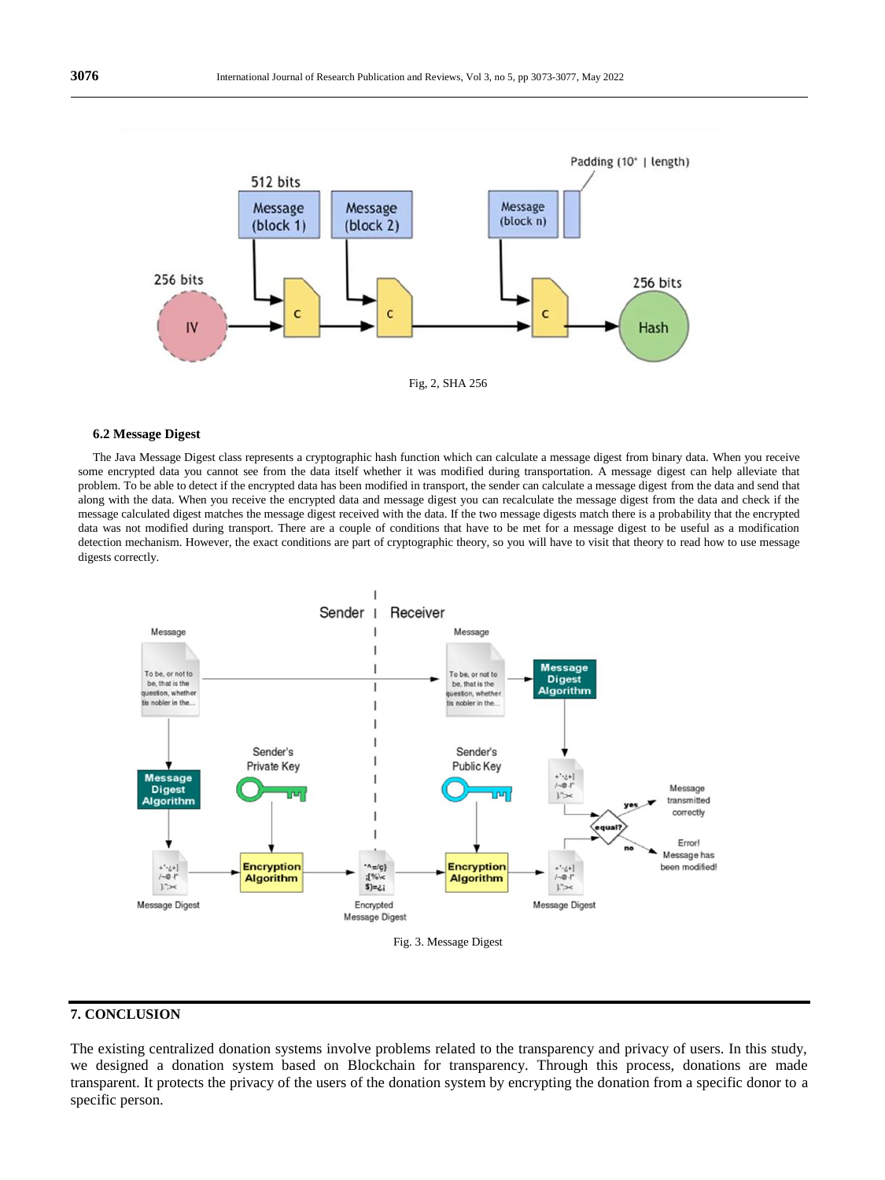Fig, 2, SHA 256

**6.2 Message Digest**

The Java Message Digest class represents a cryptographic hash function which can calculate a message digest from binary data. When you receive some encrypted data you cannot see from the data itself whether it was modified during transportation. A message digest can help alleviate that problem. To be able to detect if the encrypted data has been modified in transport, the sender can calculate a message digest from the data and send that along with the data. When you receive the encrypted data and message digest you can recalculate the message digest from the data and check if the message calculated digest matches the message digest received with the data. If the two message digests match there is a probability that the encrypted data was not modified during transport. There are a couple of conditions that have to be met for a message digest to be useful as a modification detection mechanism. However, the exact conditions are part of cryptographic theory, so you will have to visit that theory to read how to use message digests correctly.

Fig. 3. Message Digest

## 7. CONCLUSION

The existing centralized donation systems involve problems related to the transparency and privacy of users. In this study, we designed a donation system based on Blockchain for transparency. Through this process, donations are made transparent. It protects the privacy of the users of the donation system by encrypting the donation from a specific donor to a specific person.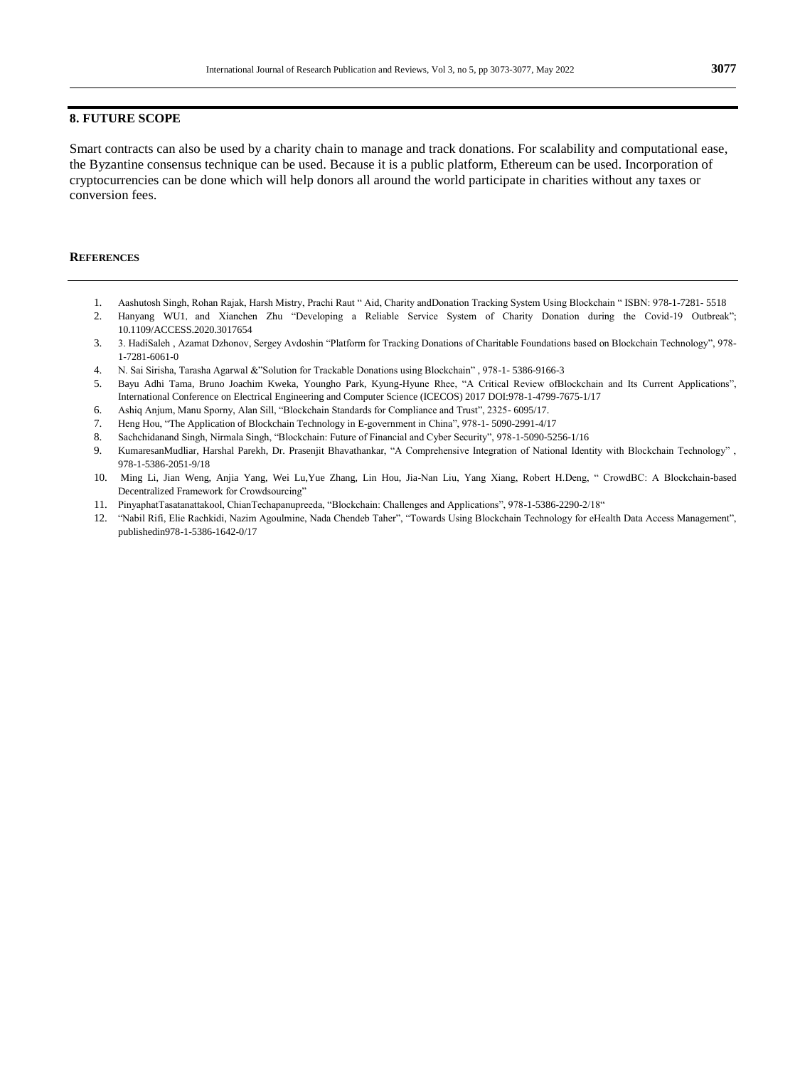## 8. FUTURE SCOPE

Smart contracts can also be used by a charity chain to manage and track donations. For scalability and computational ease, the Byzantine consensus technique can be used. Because it is a public platform, Ethereum can be used. Incorporation of cryptocurrencies can be done which will help donors all around the world participate in charities without any taxes or conversion fees.

## REFERENCES

1. Aashutosh Singh, Rohan Rajak, Harsh Mistry, Prachi Raut " Aid, Charity andDonation Tracking System Using Blockchain " ISBN: 978-1-7281- 5518
2. Hanyang WU1, and Xianchen Zhu "Developing a Reliable Service System of Charity Donation during the Covid-19 Outbreak"; 10.1109/ACCESS.2020.3017654
3. 3. HadiSaleh , Azamat Dzhonov, Sergey Avdoshin "Platform for Tracking Donations of Charitable Foundations based on Blockchain Technology", 978-1-7281-6061-0
4. N. Sai Sirisha, Tarasha Agarwal &"Solution for Trackable Donations using Blockchain" , 978-1- 5386-9166-3
5. Bayu Adhi Tama, Bruno Joachim Kweka, Youngho Park, Kyung-Hyune Rhee, "A Critical Review ofBlockchain and Its Current Applications", International Conference on Electrical Engineering and Computer Science (ICECOS) 2017 DOI:978-1-4799-7675-1/17
6. Ashiq Anjum, Manu Sporny, Alan Sill, "Blockchain Standards for Compliance and Trust", 2325- 6095/17.
7. Heng Hou, "The Application of Blockchain Technology in E-government in China", 978-1- 5090-2991-4/17
8. Sachchidanand Singh, Nirmala Singh, "Blockchain: Future of Financial and Cyber Security", 978-1-5090-5256-1/16
9. KumaresanMudliar, Harshal Parekh, Dr. Prasenjit Bhavathankar, "A Comprehensive Integration of National Identity with Blockchain Technology" , 978-1-5386-2051-9/18
10. Ming Li, Jian Weng, Anjia Yang, Wei Lu,Yue Zhang, Lin Hou, Jia-Nan Liu, Yang Xiang, Robert H.Deng, " CrowdBC: A Blockchain-based Decentralized Framework for Crowdsourcing"
11. PinyaphatTasatanattakool, ChianTechapanupreeda, "Blockchain: Challenges and Applications", 978-1-5386-2290-2/18"
12. "Nabil Rifi, Elie Rachkidi, Nazim Agoulmine, Nada Chendeb Taher", "Towards Using Blockchain Technology for eHealth Data Access Management", publishedin978-1-5386-1642-0/17